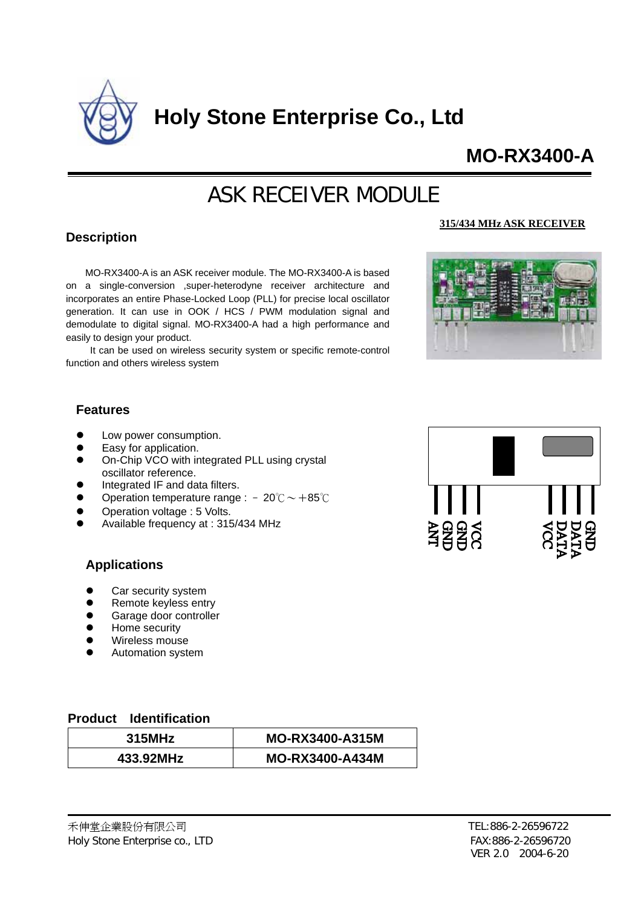# Holy Stone Enterprise Co., Ltd

## MO-RX3400-A

# ASK RECEIVER MODULE

**315/434 MHz ASK RECEIVER**

### Description

MO-RX3400-A is an ASK receiver module. The MO-RX3400-A is based on a single-conversion ,super-heterodyne receiver architecture and incorporates an entire Phase-Locked Loop (PLL) for precise local oscillator generation. It can use in OOK / HCS / PWM modulation signal and demodulate to digital signal. MO-RX3400-A had a high performance and easily to design your product.

It can be used on wireless security system or specific remote-control function and others wireless system

ANT GND GND VCC VCC DATA DATA GND

### Features

- Low power consumption.
- Easy for application.
- On-Chip VCO with integrated PLL using crystal oscillator reference.
- Integrated IF and data filters.
- Operation temperature range : －20℃～＋85℃
- Operation voltage : 5 Volts.
- Available frequency at : 315/434 MHz

### Applications

- Car security system
- Remote keyless entry
- Garage door controller
- Home security
- Wireless mouse
- Automation system

### Product Identification

| 315MHz | MO-RX3400-A315M |
|---|---|
| 433.92MHz | MO-RX3400-A434M |

禾伸堂企業股份有限公司
Holy Stone Enterprise co., LTD

TEL:886-2-26596722
FAX:886-2-26596720
VER 2.0 2004-6-20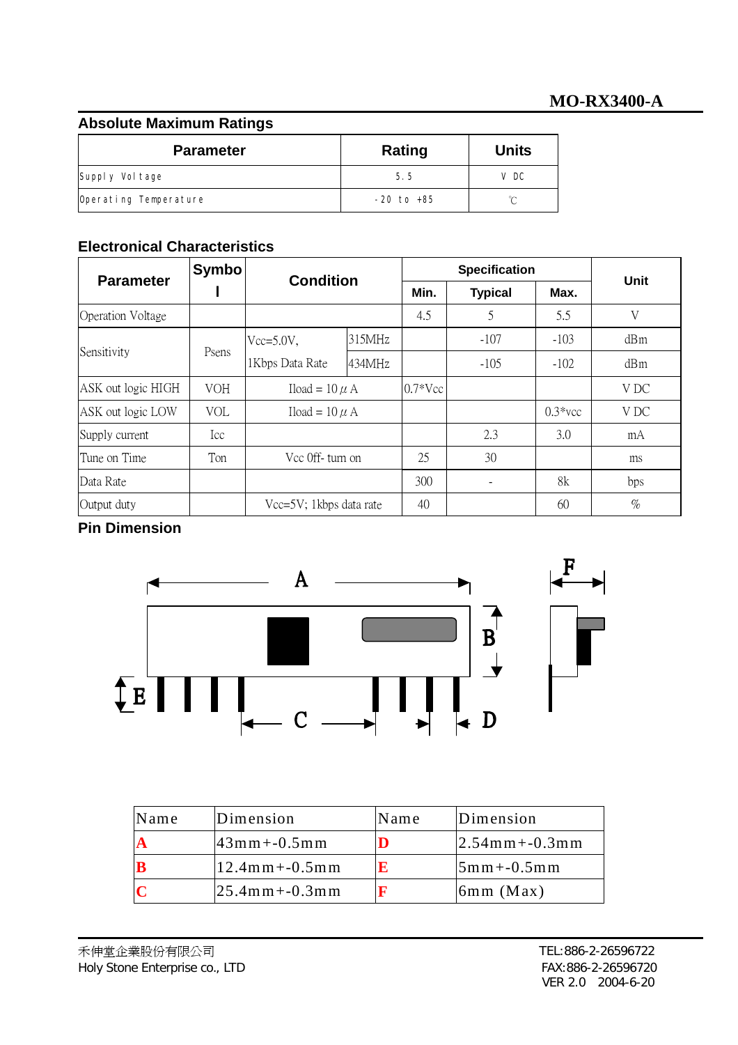MO-RX3400-A

## Absolute Maximum Ratings

| Parameter | Rating | Units |
|---|---|---|
| Supply Voltage | 5.5 | V DC |
| Operating Temperature | -20 to +85 | ℃ |

## Electronical Characteristics

| Parameter | Symbol | Condition | | Specification | | | Unit |
|---|---|---|---|---|---|---|---|
| | | | | Min. | Typical | Max. | |
| Operation Voltage | | | | 4.5 | 5 | 5.5 | V |
| Sensitivity | Psens | Vcc=5.0V, 1Kbps Data Rate | 315MHz | | -107 | -103 | dBm |
| | | | 434MHz | | -105 | -102 | dBm |
| ASK out logic HIGH | VOH | Iload = 10 μ A | | 0.7*Vcc | | | V DC |
| ASK out logic LOW | VOL | Iload = 10 μ A | | | | 0.3*vcc | V DC |
| Supply current | Icc | | | | 2.3 | 3.0 | mA |
| Tune on Time | Ton | Vcc 0ff- turn on | | 25 | 30 | | ms |
| Data Rate | | | | 300 | - | 8k | bps |
| Output duty | | Vcc=5V; 1kbps data rate | | 40 | | 60 | % |

## Pin Dimension

| Name | Dimension | Name | Dimension |
|---|---|---|---|
| A | 43mm+-0.5mm | D | 2.54mm+-0.3mm |
| B | 12.4mm+-0.5mm | E | 5mm+-0.5mm |
| C | 25.4mm+-0.3mm | F | 6mm (Max) |

禾伸堂企業股份有限公司
Holy Stone Enterprise co., LTD

TEL:886-2-26596722
FAX:886-2-26596720
VER 2.0 2004-6-20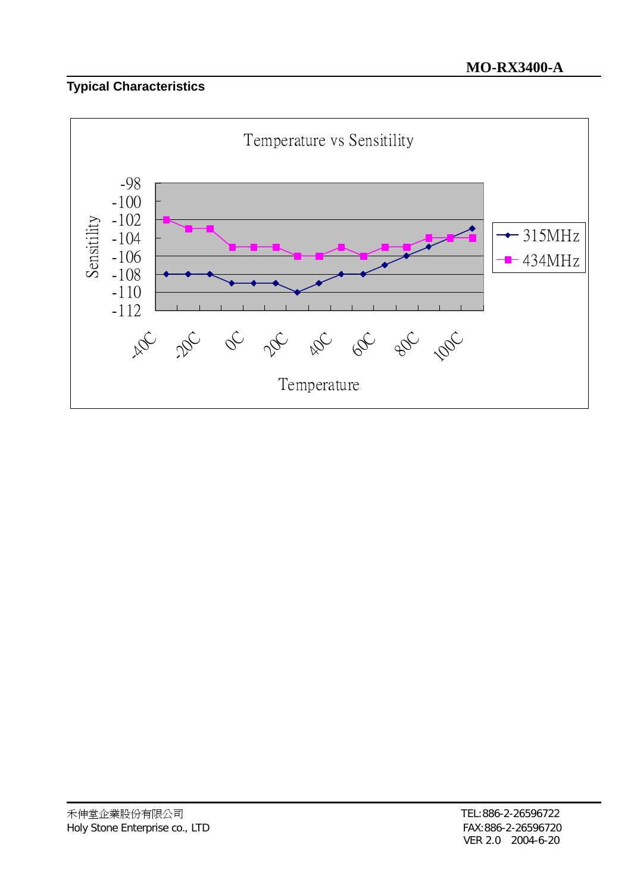## Typical Characteristics

Temperature vs Sensitility

| Temperature | 315MHz | 434MHz |
|---|---|---|
| -40C | -108 | -102 |
| | -108 | -103 |
| -20C | -108 | -103 |
| | -109 | -105 |
| 0C | -109 | -105 |
| | -109 | -105 |
| 20C | -110 | -106 |
| | -109 | -106 |
| 40C | -108 | -105 |
| | -108 | -106 |
| 60C | -107 | -105 |
| | -106 | -105 |
| 80C | -105 | -104 |
| | -104 | -104 |
| 100C | -103 | -104 |

Sensitility (y-axis: -98 to -112); Temperature (x-axis: -40C, -20C, 0C, 20C, 40C, 60C, 80C, 100C)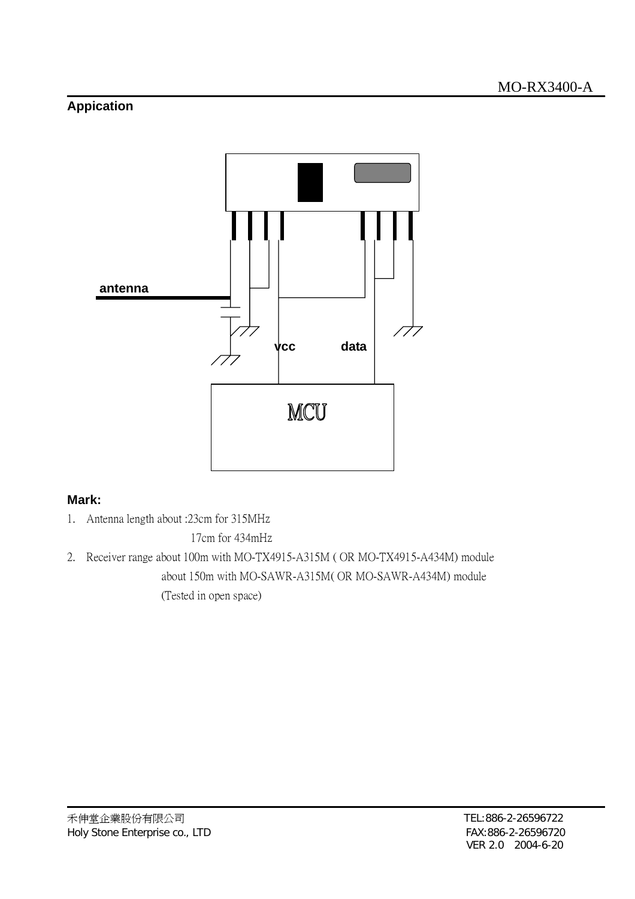## Appication

antenna

vcc

data

MCU

**Mark:**

1. Antenna length about :23cm for 315MHz
   17cm for 434mHz
2. Receiver range about 100m with MO-TX4915-A315M ( OR MO-TX4915-A434M) module
   about 150m with MO-SAWR-A315M( OR MO-SAWR-A434M) module
   (Tested in open space)